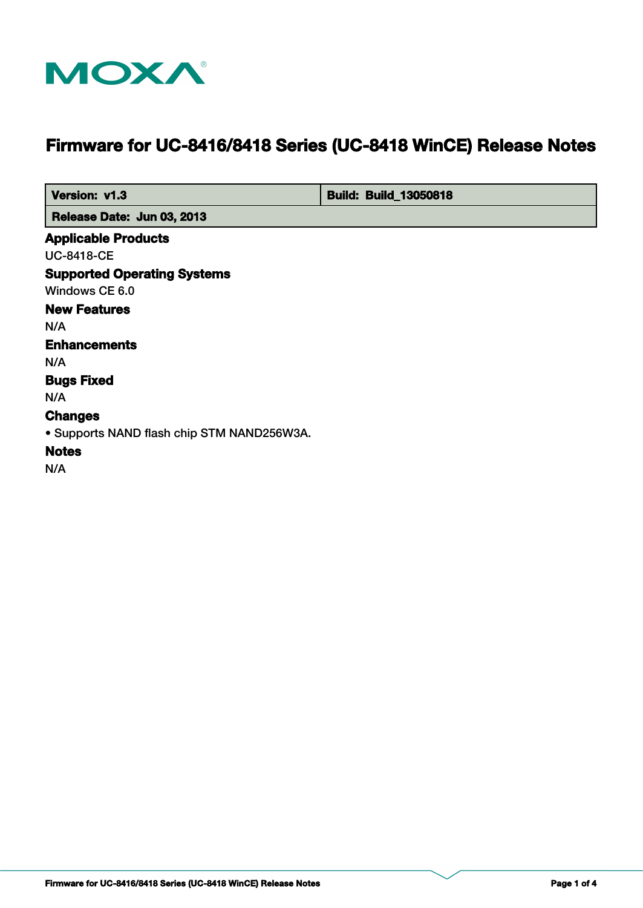MOXA

# Firmware for UC-8416/8418 Series (UC-8418 WinCE) Release Notes

| Version: v1.3 | Build: Build_13050818 |
| --- | --- |
| Release Date: Jun 03, 2013 | |

## Applicable Products

UC-8418-CE

## Supported Operating Systems

Windows CE 6.0

## New Features

N/A

## Enhancements

N/A

## Bugs Fixed

N/A

## Changes

• Supports NAND flash chip STM NAND256W3A.

## Notes

N/A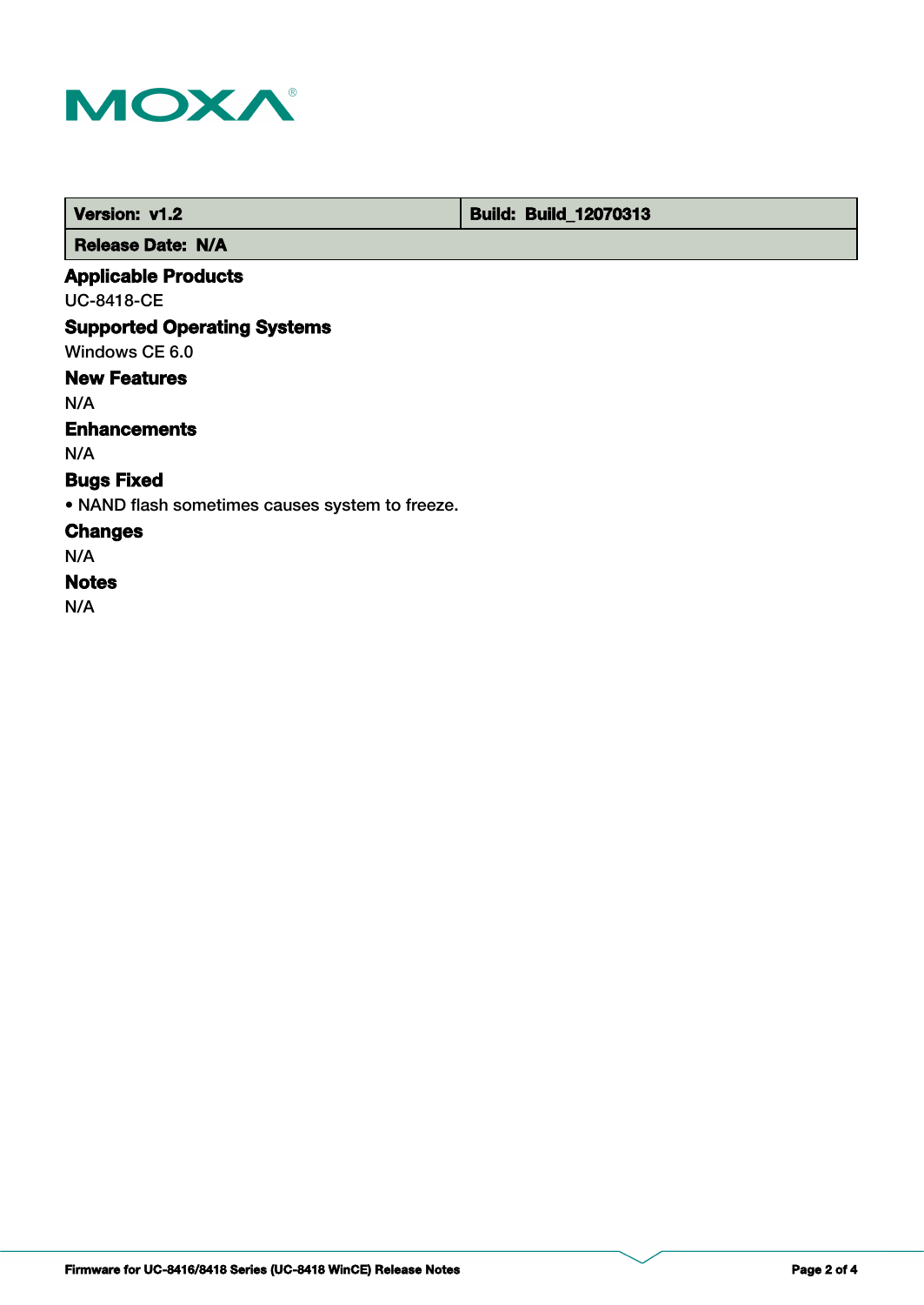| Version: v1.2 | Build: Build_12070313 |
| --- | --- |
| Release Date: N/A | |

### Applicable Products

UC-8418-CE

### Supported Operating Systems

Windows CE 6.0

### New Features

N/A

### Enhancements

N/A

### Bugs Fixed

- NAND flash sometimes causes system to freeze.

### Changes

N/A

### Notes

N/A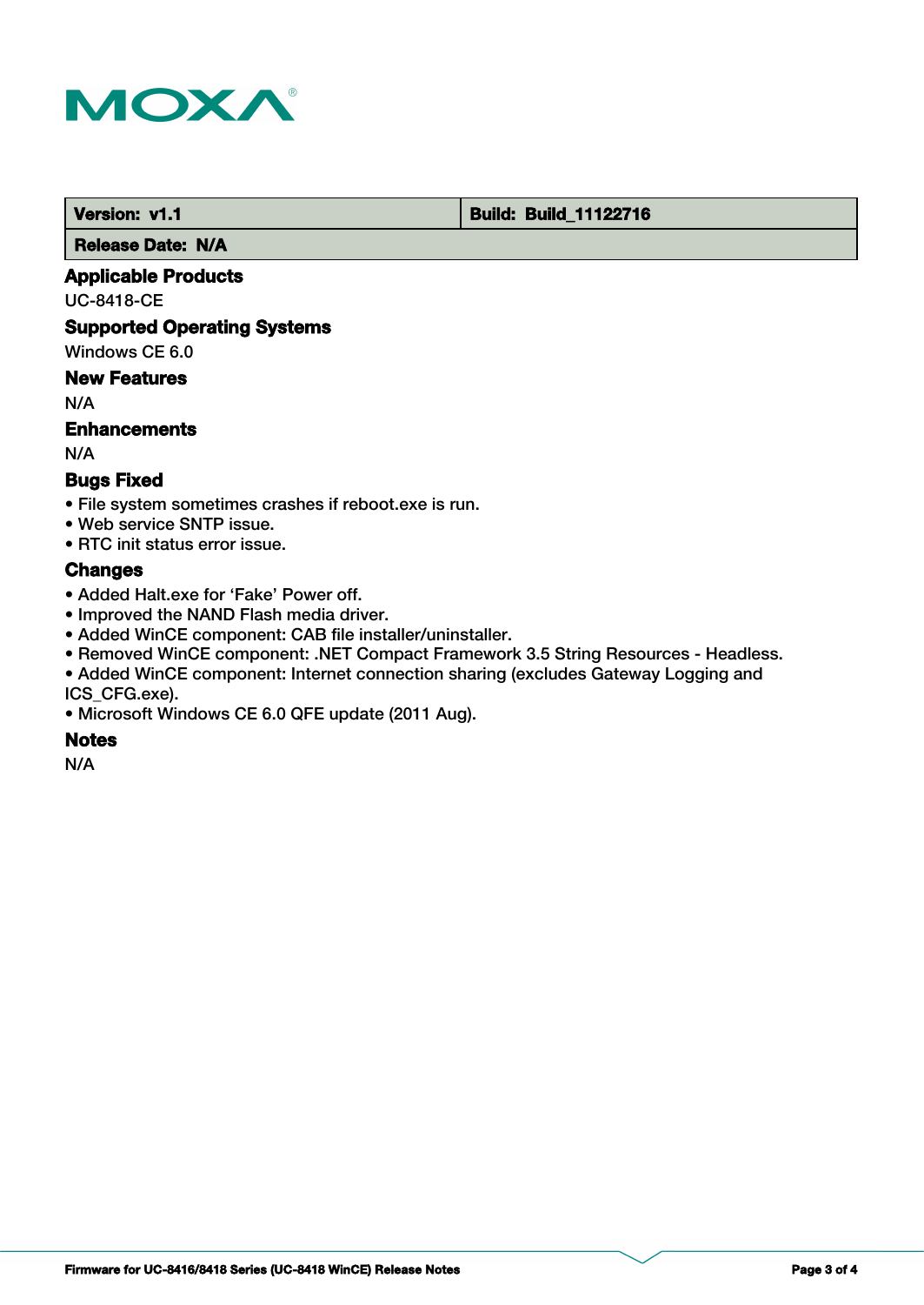| Version: v1.1 | Build: Build_11122716 |
| --- | --- |
| Release Date: N/A | |

## Applicable Products

UC-8418-CE

## Supported Operating Systems

Windows CE 6.0

## New Features

N/A

## Enhancements

N/A

## Bugs Fixed

- File system sometimes crashes if reboot.exe is run.
- Web service SNTP issue.
- RTC init status error issue.

## Changes

- Added Halt.exe for 'Fake' Power off.
- Improved the NAND Flash media driver.
- Added WinCE component: CAB file installer/uninstaller.
- Removed WinCE component: .NET Compact Framework 3.5 String Resources - Headless.
- Added WinCE component: Internet connection sharing (excludes Gateway Logging and ICS_CFG.exe).
- Microsoft Windows CE 6.0 QFE update (2011 Aug).

## Notes

N/A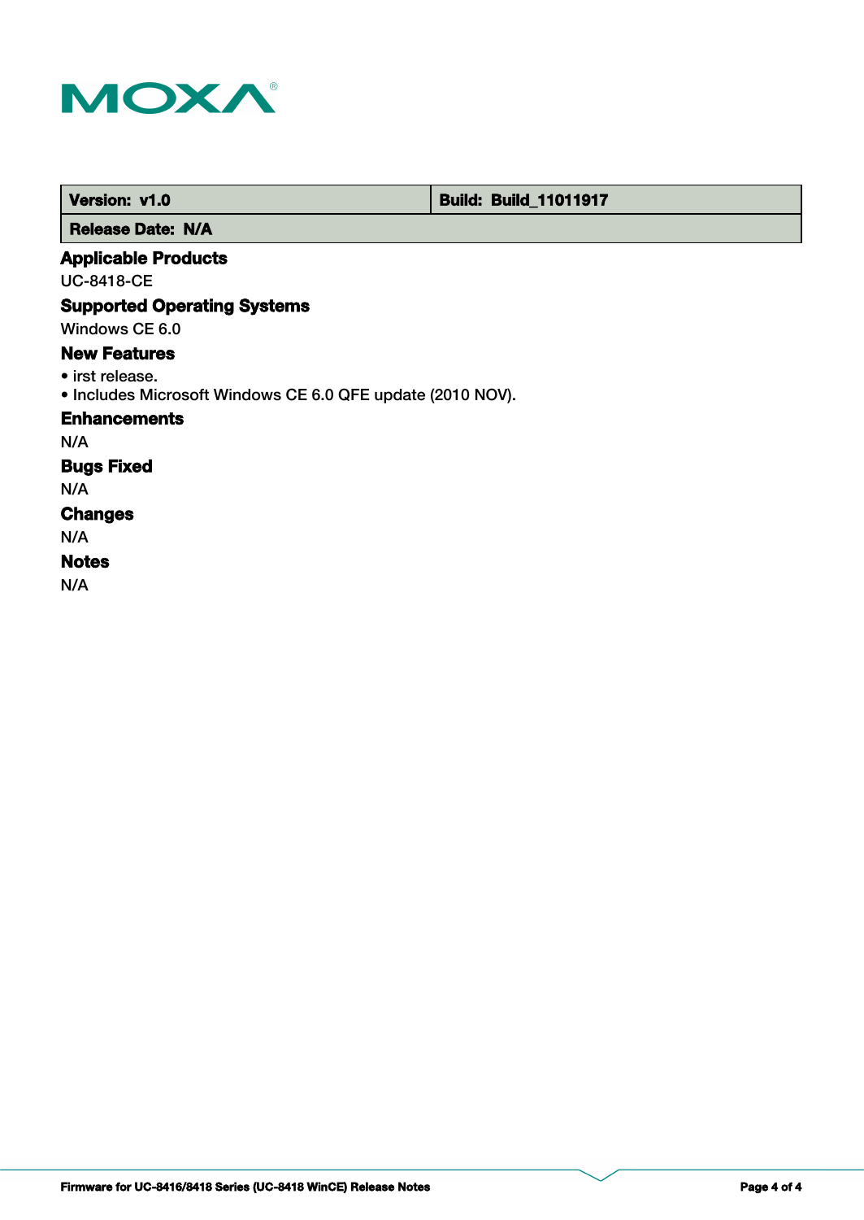| Version: v1.0 | Build: Build_11011917 |
| --- | --- |
| Release Date: N/A | |

### Applicable Products

UC-8418-CE

### Supported Operating Systems

Windows CE 6.0

### New Features

- irst release.
- Includes Microsoft Windows CE 6.0 QFE update (2010 NOV).

### Enhancements

N/A

### Bugs Fixed

N/A

### Changes

N/A

### Notes

N/A